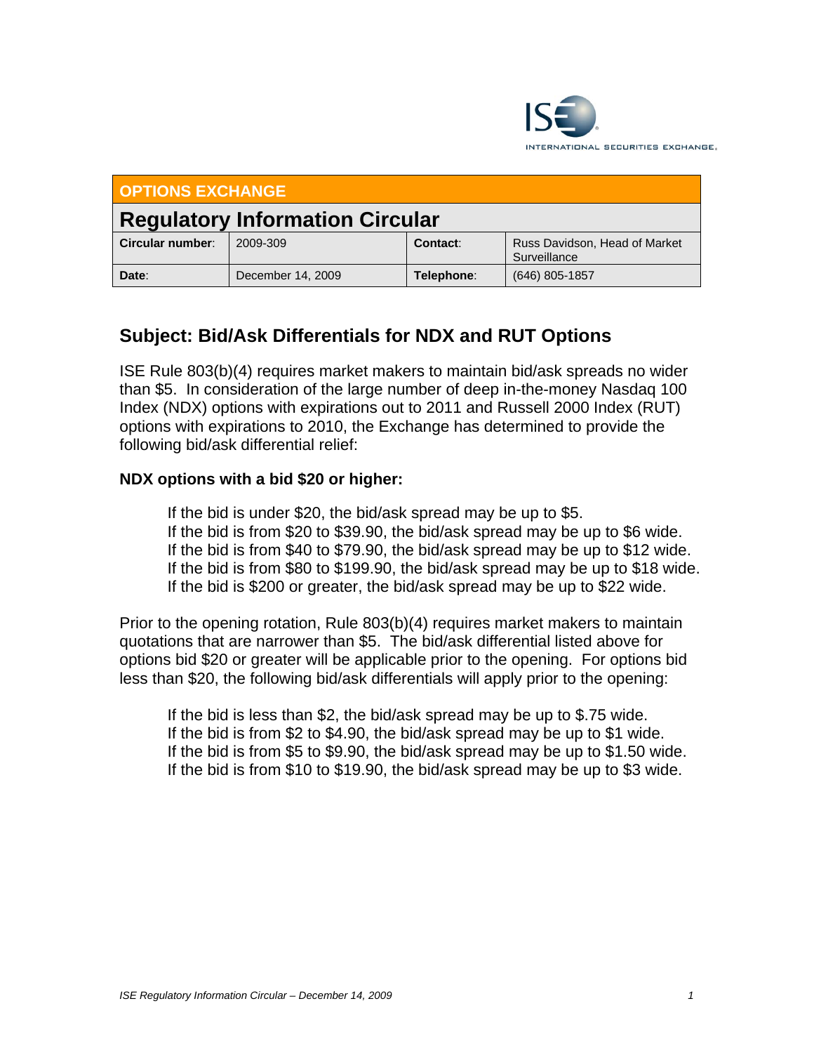**OPTIONS EXCHANGE**

## Regulatory Information Circular

| Circular number: | 2009-309 | Contact: | Russ Davidson, Head of Market Surveillance |
| --- | --- | --- | --- |
| Date: | December 14, 2009 | Telephone: | (646) 805-1857 |

### Subject: Bid/Ask Differentials for NDX and RUT Options

ISE Rule 803(b)(4) requires market makers to maintain bid/ask spreads no wider than $5. In consideration of the large number of deep in-the-money Nasdaq 100 Index (NDX) options with expirations out to 2011 and Russell 2000 Index (RUT) options with expirations to 2010, the Exchange has determined to provide the following bid/ask differential relief:

**NDX options with a bid $20 or higher:**

If the bid is under $20, the bid/ask spread may be up to $5.
If the bid is from $20 to $39.90, the bid/ask spread may be up to $6 wide.
If the bid is from $40 to $79.90, the bid/ask spread may be up to $12 wide.
If the bid is from $80 to $199.90, the bid/ask spread may be up to $18 wide.
If the bid is $200 or greater, the bid/ask spread may be up to $22 wide.

Prior to the opening rotation, Rule 803(b)(4) requires market makers to maintain quotations that are narrower than $5. The bid/ask differential listed above for options bid $20 or greater will be applicable prior to the opening. For options bid less than $20, the following bid/ask differentials will apply prior to the opening:

If the bid is less than $2, the bid/ask spread may be up to $.75 wide.
If the bid is from $2 to $4.90, the bid/ask spread may be up to $1 wide.
If the bid is from $5 to $9.90, the bid/ask spread may be up to $1.50 wide.
If the bid is from $10 to $19.90, the bid/ask spread may be up to $3 wide.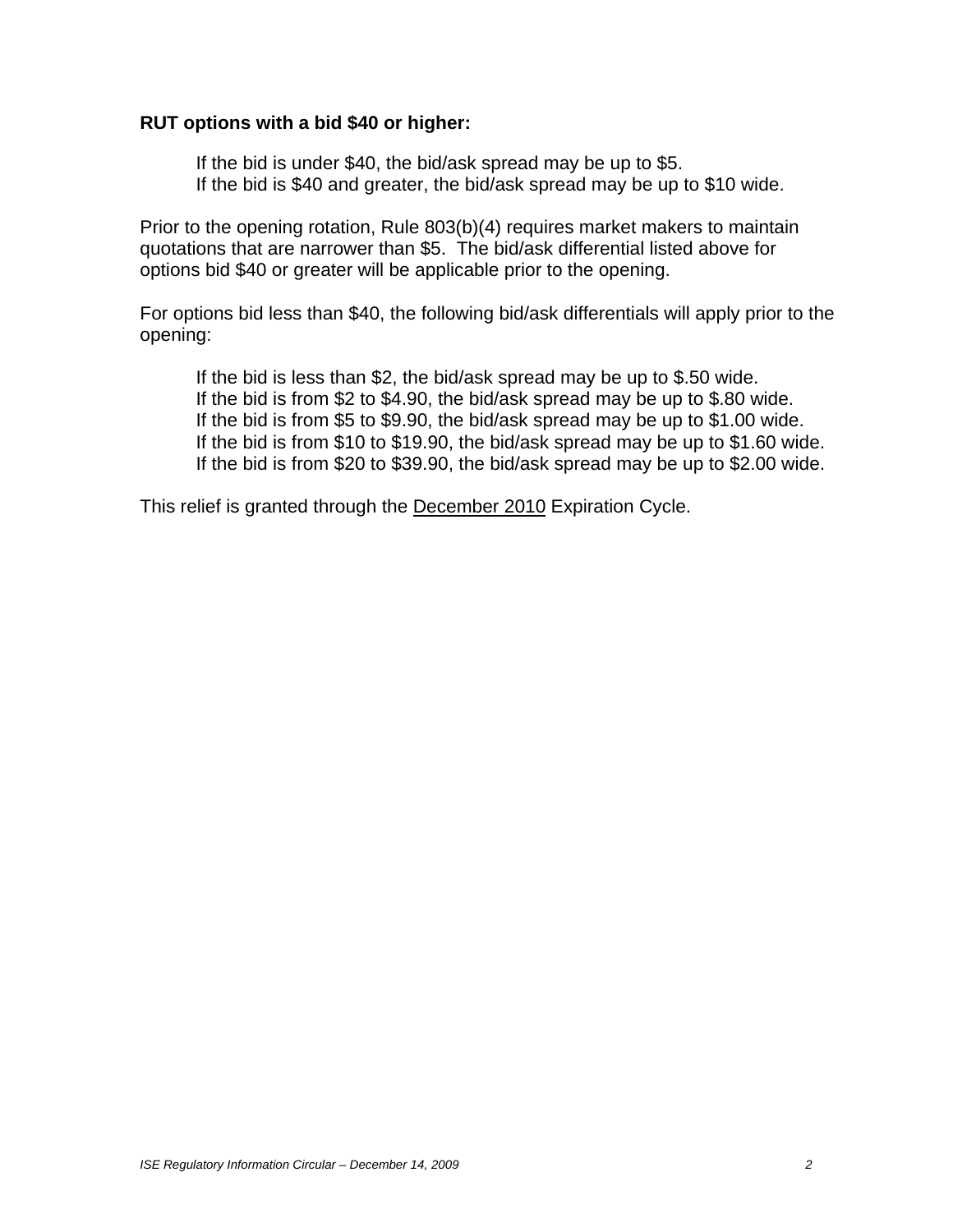**RUT options with a bid $40 or higher:**

If the bid is under $40, the bid/ask spread may be up to $5.
If the bid is $40 and greater, the bid/ask spread may be up to $10 wide.

Prior to the opening rotation, Rule 803(b)(4) requires market makers to maintain quotations that are narrower than $5. The bid/ask differential listed above for options bid $40 or greater will be applicable prior to the opening.

For options bid less than $40, the following bid/ask differentials will apply prior to the opening:

If the bid is less than $2, the bid/ask spread may be up to $.50 wide.
If the bid is from $2 to $4.90, the bid/ask spread may be up to $.80 wide.
If the bid is from $5 to $9.90, the bid/ask spread may be up to $1.00 wide.
If the bid is from $10 to $19.90, the bid/ask spread may be up to $1.60 wide.
If the bid is from $20 to $39.90, the bid/ask spread may be up to $2.00 wide.

This relief is granted through the <u>December 2010</u> Expiration Cycle.